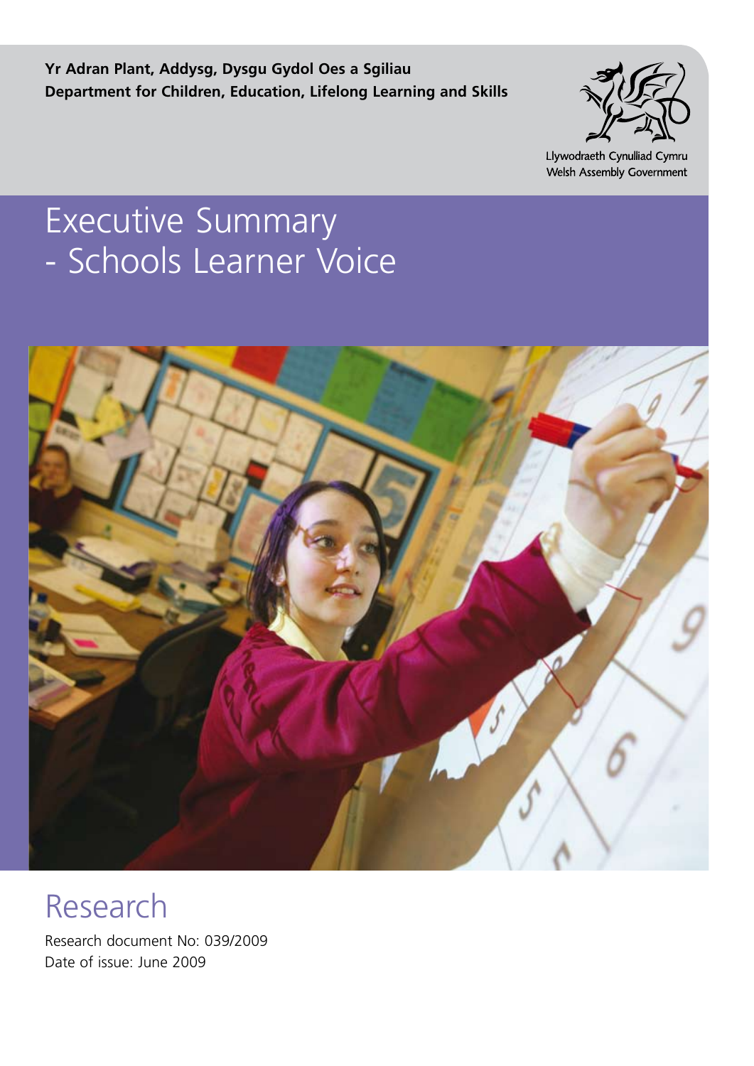**Yr Adran Plant, Addysg, Dysgu Gydol Oes a Sgiliau**
**Department for Children, Education, Lifelong Learning and Skills**

Llywodraeth Cynulliad Cymru
Welsh Assembly Government

# Executive Summary - Schools Learner Voice

## Research

Research document No: 039/2009
Date of issue: June 2009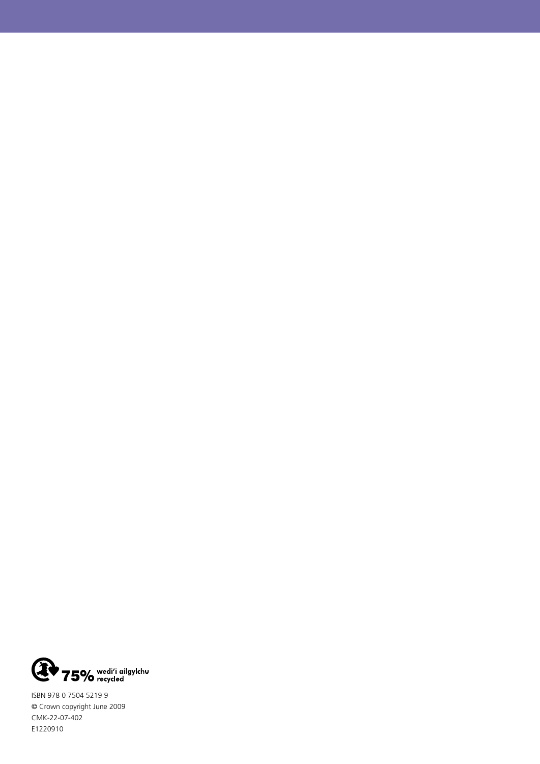75% wedi'i ailgylchu recycled

ISBN 978 0 7504 5219 9
© Crown copyright June 2009
CMK-22-07-402
E1220910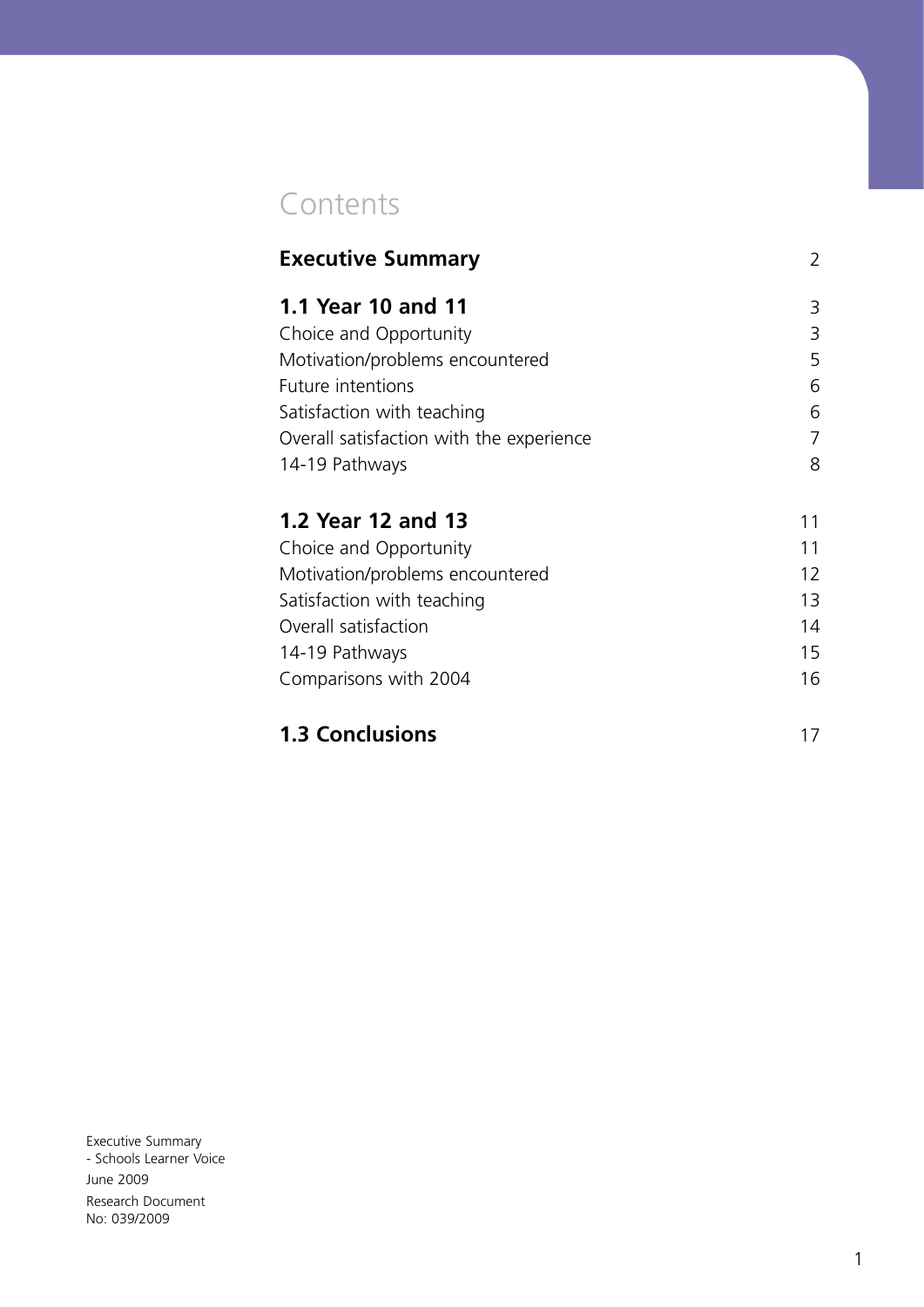# Contents

| | |
|---|---|
| **Executive Summary** | 2 |
| **1.1 Year 10 and 11** | 3 |
| Choice and Opportunity | 3 |
| Motivation/problems encountered | 5 |
| Future intentions | 6 |
| Satisfaction with teaching | 6 |
| Overall satisfaction with the experience | 7 |
| 14-19 Pathways | 8 |
| **1.2 Year 12 and 13** | 11 |
| Choice and Opportunity | 11 |
| Motivation/problems encountered | 12 |
| Satisfaction with teaching | 13 |
| Overall satisfaction | 14 |
| 14-19 Pathways | 15 |
| Comparisons with 2004 | 16 |
| **1.3 Conclusions** | 17 |

Executive Summary
- Schools Learner Voice
June 2009
Research Document
No: 039/2009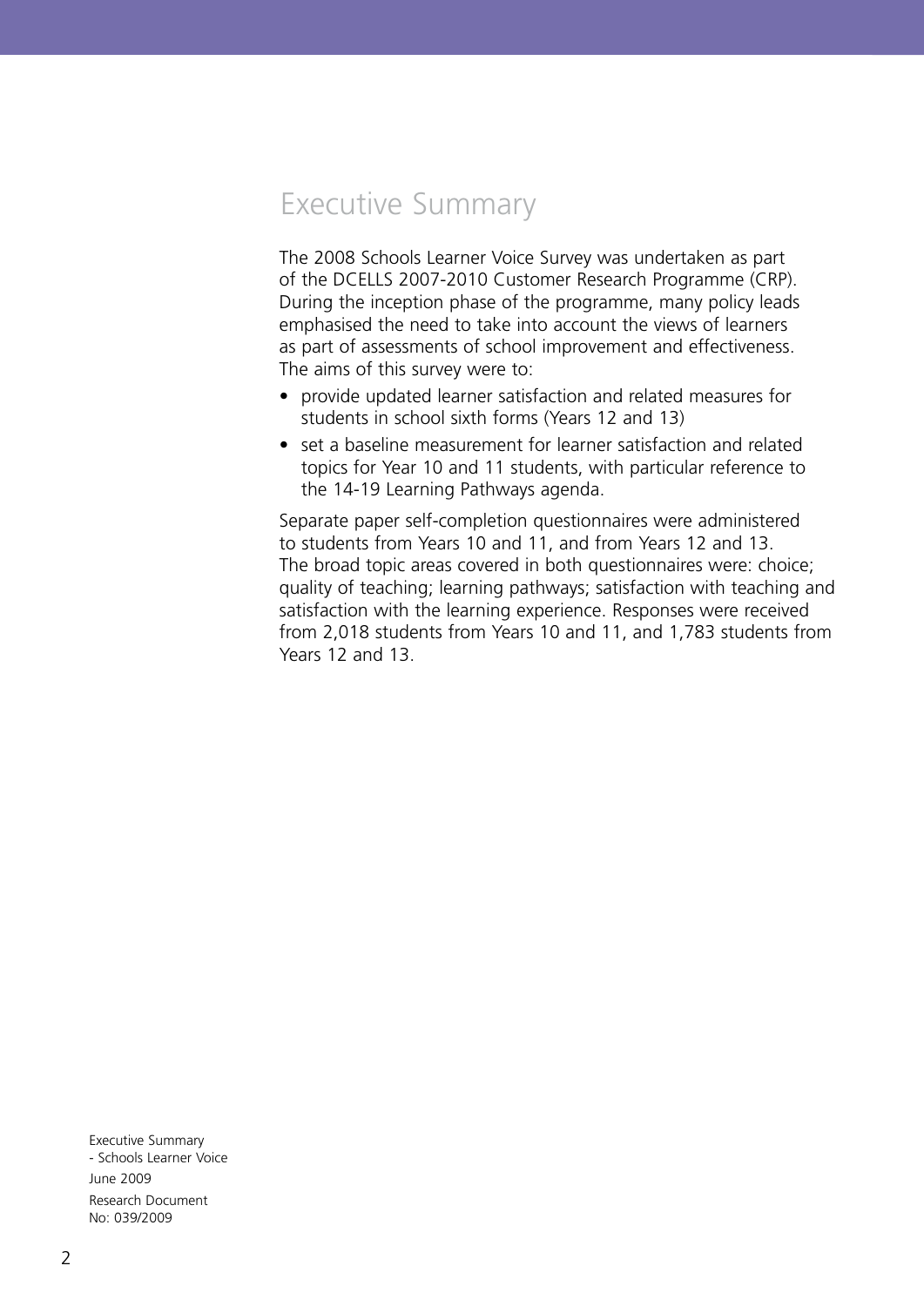# Executive Summary

The 2008 Schools Learner Voice Survey was undertaken as part of the DCELLS 2007-2010 Customer Research Programme (CRP). During the inception phase of the programme, many policy leads emphasised the need to take into account the views of learners as part of assessments of school improvement and effectiveness. The aims of this survey were to:

- provide updated learner satisfaction and related measures for students in school sixth forms (Years 12 and 13)
- set a baseline measurement for learner satisfaction and related topics for Year 10 and 11 students, with particular reference to the 14-19 Learning Pathways agenda.

Separate paper self-completion questionnaires were administered to students from Years 10 and 11, and from Years 12 and 13. The broad topic areas covered in both questionnaires were: choice; quality of teaching; learning pathways; satisfaction with teaching and satisfaction with the learning experience. Responses were received from 2,018 students from Years 10 and 11, and 1,783 students from Years 12 and 13.

Executive Summary
- Schools Learner Voice
June 2009
Research Document
No: 039/2009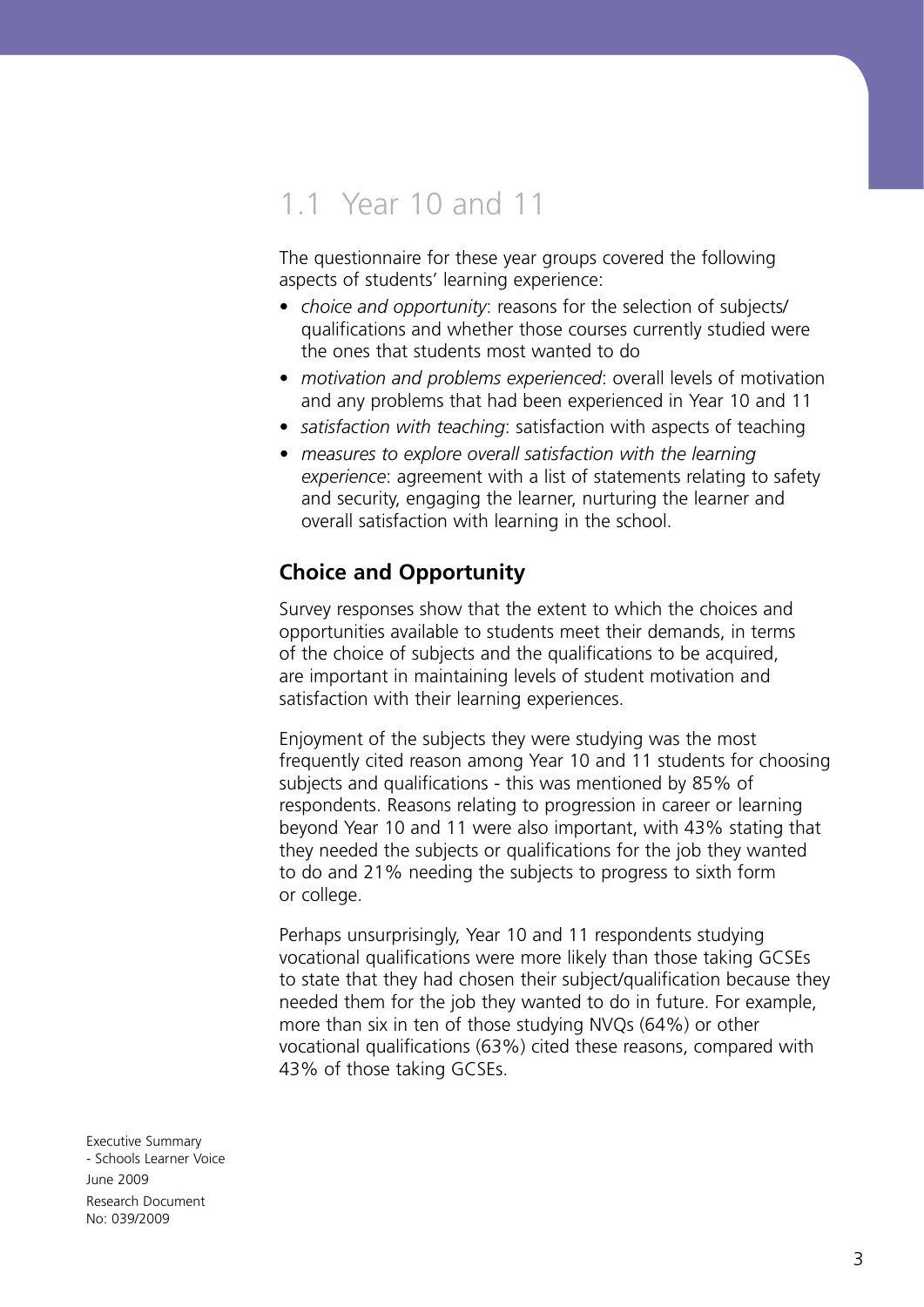## 1.1 Year 10 and 11

The questionnaire for these year groups covered the following aspects of students' learning experience:

- *choice and opportunity*: reasons for the selection of subjects/ qualifications and whether those courses currently studied were the ones that students most wanted to do
- *motivation and problems experienced*: overall levels of motivation and any problems that had been experienced in Year 10 and 11
- *satisfaction with teaching*: satisfaction with aspects of teaching
- *measures to explore overall satisfaction with the learning experience*: agreement with a list of statements relating to safety and security, engaging the learner, nurturing the learner and overall satisfaction with learning in the school.

### Choice and Opportunity

Survey responses show that the extent to which the choices and opportunities available to students meet their demands, in terms of the choice of subjects and the qualifications to be acquired, are important in maintaining levels of student motivation and satisfaction with their learning experiences.

Enjoyment of the subjects they were studying was the most frequently cited reason among Year 10 and 11 students for choosing subjects and qualifications - this was mentioned by 85% of respondents. Reasons relating to progression in career or learning beyond Year 10 and 11 were also important, with 43% stating that they needed the subjects or qualifications for the job they wanted to do and 21% needing the subjects to progress to sixth form or college.

Perhaps unsurprisingly, Year 10 and 11 respondents studying vocational qualifications were more likely than those taking GCSEs to state that they had chosen their subject/qualification because they needed them for the job they wanted to do in future. For example, more than six in ten of those studying NVQs (64%) or other vocational qualifications (63%) cited these reasons, compared with 43% of those taking GCSEs.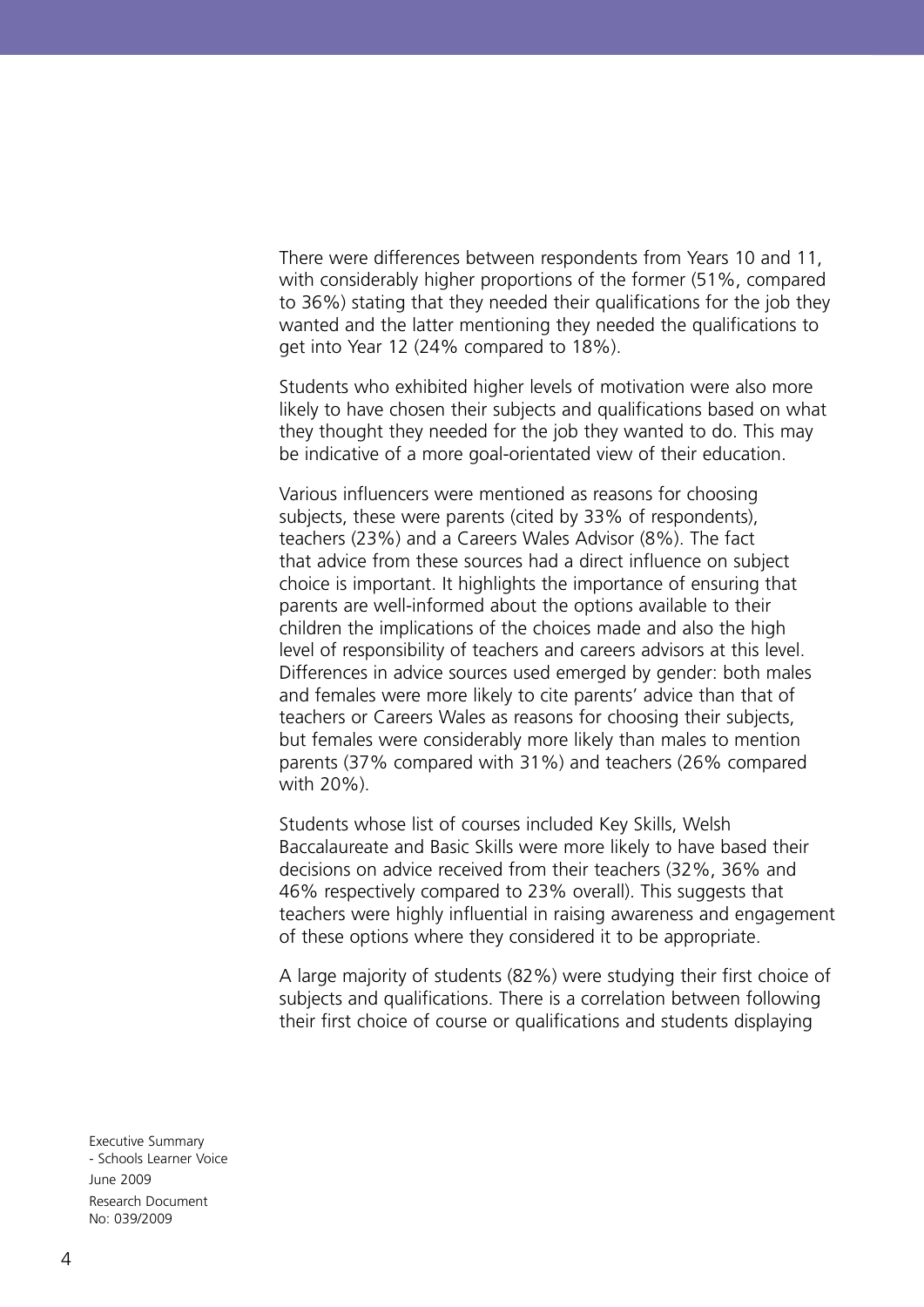There were differences between respondents from Years 10 and 11, with considerably higher proportions of the former (51%, compared to 36%) stating that they needed their qualifications for the job they wanted and the latter mentioning they needed the qualifications to get into Year 12 (24% compared to 18%).

Students who exhibited higher levels of motivation were also more likely to have chosen their subjects and qualifications based on what they thought they needed for the job they wanted to do. This may be indicative of a more goal-orientated view of their education.

Various influencers were mentioned as reasons for choosing subjects, these were parents (cited by 33% of respondents), teachers (23%) and a Careers Wales Advisor (8%). The fact that advice from these sources had a direct influence on subject choice is important. It highlights the importance of ensuring that parents are well-informed about the options available to their children the implications of the choices made and also the high level of responsibility of teachers and careers advisors at this level. Differences in advice sources used emerged by gender: both males and females were more likely to cite parents' advice than that of teachers or Careers Wales as reasons for choosing their subjects, but females were considerably more likely than males to mention parents (37% compared with 31%) and teachers (26% compared with 20%).

Students whose list of courses included Key Skills, Welsh Baccalaureate and Basic Skills were more likely to have based their decisions on advice received from their teachers (32%, 36% and 46% respectively compared to 23% overall). This suggests that teachers were highly influential in raising awareness and engagement of these options where they considered it to be appropriate.

A large majority of students (82%) were studying their first choice of subjects and qualifications. There is a correlation between following their first choice of course or qualifications and students displaying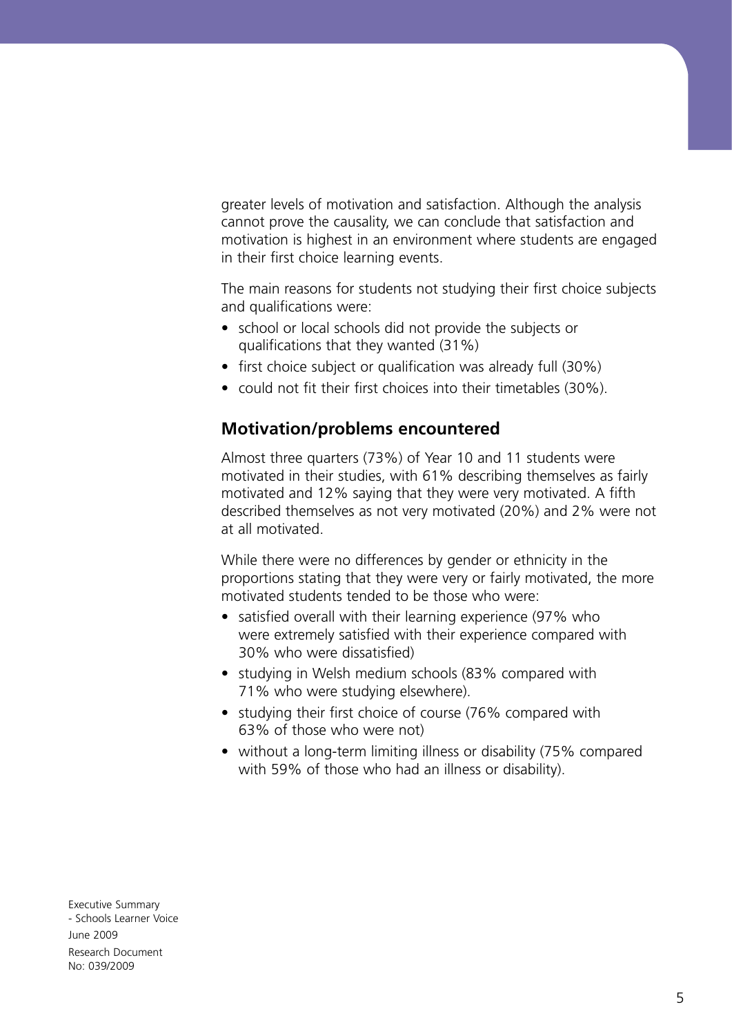greater levels of motivation and satisfaction. Although the analysis cannot prove the causality, we can conclude that satisfaction and motivation is highest in an environment where students are engaged in their first choice learning events.

The main reasons for students not studying their first choice subjects and qualifications were:

- school or local schools did not provide the subjects or qualifications that they wanted (31%)
- first choice subject or qualification was already full (30%)
- could not fit their first choices into their timetables (30%).

## Motivation/problems encountered

Almost three quarters (73%) of Year 10 and 11 students were motivated in their studies, with 61% describing themselves as fairly motivated and 12% saying that they were very motivated. A fifth described themselves as not very motivated (20%) and 2% were not at all motivated.

While there were no differences by gender or ethnicity in the proportions stating that they were very or fairly motivated, the more motivated students tended to be those who were:

- satisfied overall with their learning experience (97% who were extremely satisfied with their experience compared with 30% who were dissatisfied)
- studying in Welsh medium schools (83% compared with 71% who were studying elsewhere).
- studying their first choice of course (76% compared with 63% of those who were not)
- without a long-term limiting illness or disability (75% compared with 59% of those who had an illness or disability).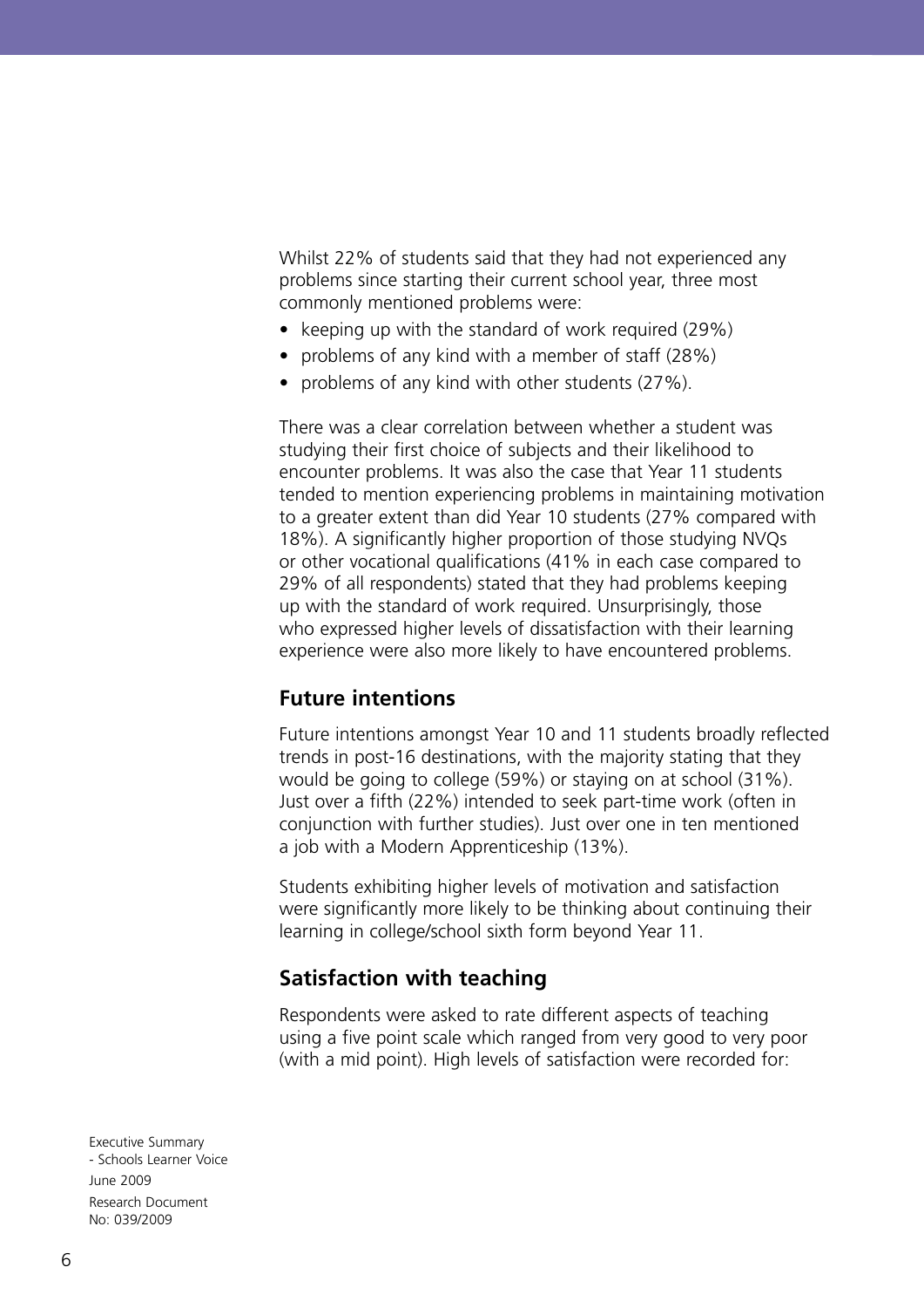Whilst 22% of students said that they had not experienced any problems since starting their current school year, three most commonly mentioned problems were:

- keeping up with the standard of work required (29%)
- problems of any kind with a member of staff (28%)
- problems of any kind with other students (27%).

There was a clear correlation between whether a student was studying their first choice of subjects and their likelihood to encounter problems. It was also the case that Year 11 students tended to mention experiencing problems in maintaining motivation to a greater extent than did Year 10 students (27% compared with 18%). A significantly higher proportion of those studying NVQs or other vocational qualifications (41% in each case compared to 29% of all respondents) stated that they had problems keeping up with the standard of work required. Unsurprisingly, those who expressed higher levels of dissatisfaction with their learning experience were also more likely to have encountered problems.

## Future intentions

Future intentions amongst Year 10 and 11 students broadly reflected trends in post-16 destinations, with the majority stating that they would be going to college (59%) or staying on at school (31%). Just over a fifth (22%) intended to seek part-time work (often in conjunction with further studies). Just over one in ten mentioned a job with a Modern Apprenticeship (13%).

Students exhibiting higher levels of motivation and satisfaction were significantly more likely to be thinking about continuing their learning in college/school sixth form beyond Year 11.

## Satisfaction with teaching

Respondents were asked to rate different aspects of teaching using a five point scale which ranged from very good to very poor (with a mid point). High levels of satisfaction were recorded for: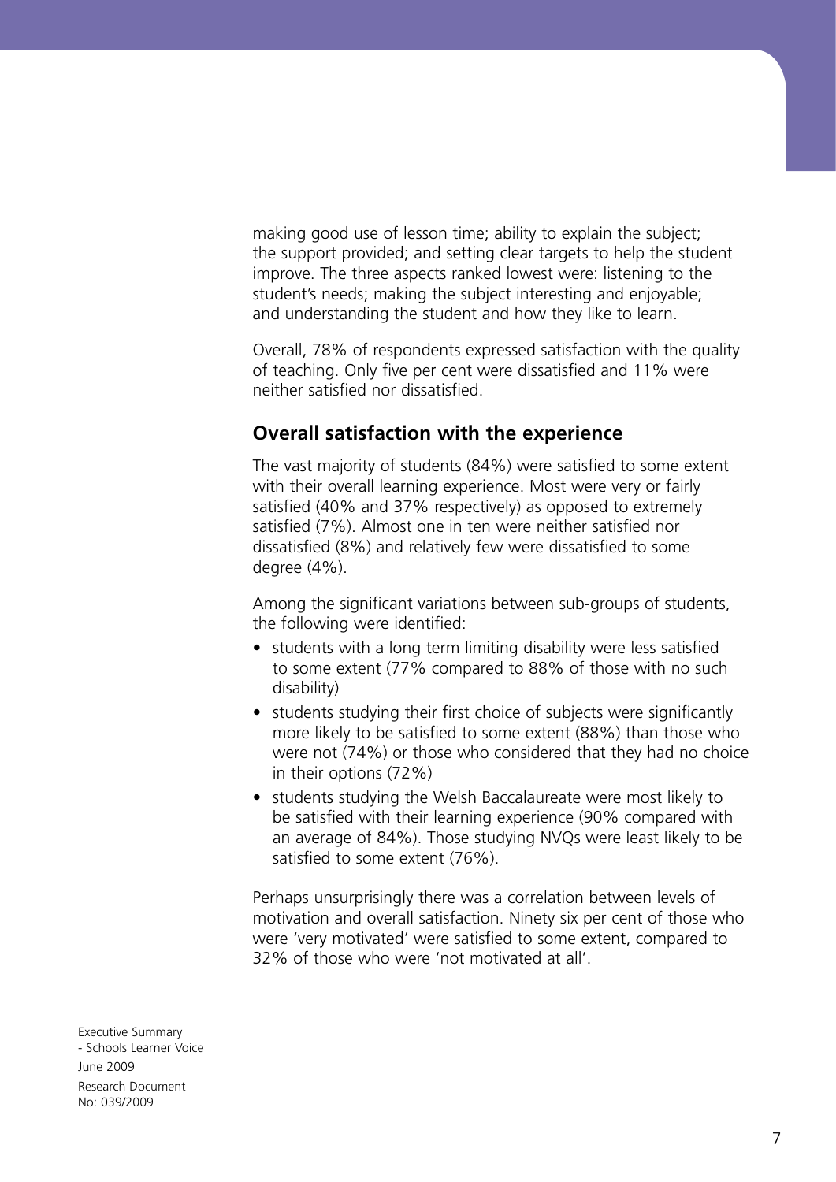making good use of lesson time; ability to explain the subject; the support provided; and setting clear targets to help the student improve. The three aspects ranked lowest were: listening to the student's needs; making the subject interesting and enjoyable; and understanding the student and how they like to learn.

Overall, 78% of respondents expressed satisfaction with the quality of teaching. Only five per cent were dissatisfied and 11% were neither satisfied nor dissatisfied.

## Overall satisfaction with the experience

The vast majority of students (84%) were satisfied to some extent with their overall learning experience. Most were very or fairly satisfied (40% and 37% respectively) as opposed to extremely satisfied (7%). Almost one in ten were neither satisfied nor dissatisfied (8%) and relatively few were dissatisfied to some degree (4%).

Among the significant variations between sub-groups of students, the following were identified:

- students with a long term limiting disability were less satisfied to some extent (77% compared to 88% of those with no such disability)
- students studying their first choice of subjects were significantly more likely to be satisfied to some extent (88%) than those who were not (74%) or those who considered that they had no choice in their options (72%)
- students studying the Welsh Baccalaureate were most likely to be satisfied with their learning experience (90% compared with an average of 84%). Those studying NVQs were least likely to be satisfied to some extent (76%).

Perhaps unsurprisingly there was a correlation between levels of motivation and overall satisfaction. Ninety six per cent of those who were 'very motivated' were satisfied to some extent, compared to 32% of those who were 'not motivated at all'.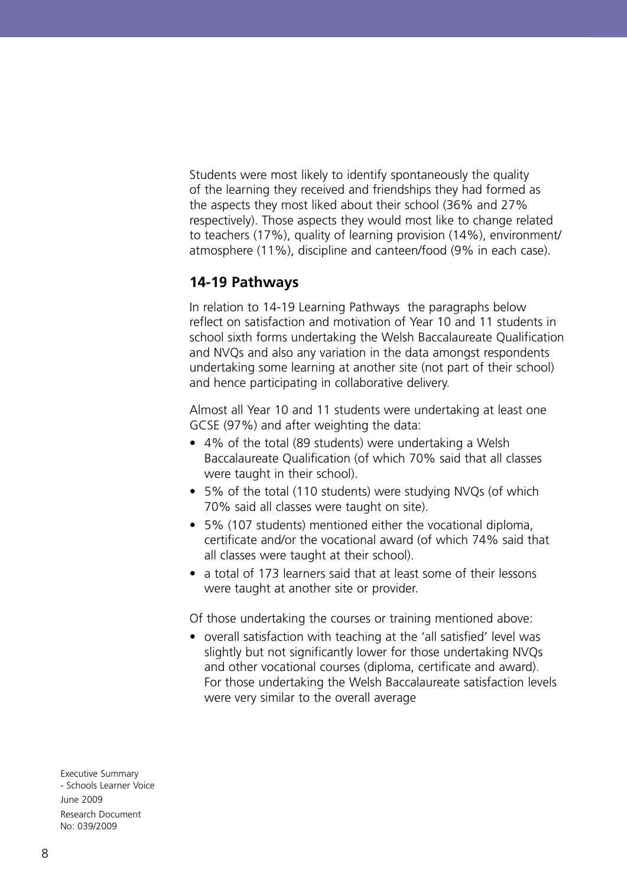Students were most likely to identify spontaneously the quality of the learning they received and friendships they had formed as the aspects they most liked about their school (36% and 27% respectively). Those aspects they would most like to change related to teachers (17%), quality of learning provision (14%), environment/ atmosphere (11%), discipline and canteen/food (9% in each case).

## 14-19 Pathways

In relation to 14-19 Learning Pathways the paragraphs below reflect on satisfaction and motivation of Year 10 and 11 students in school sixth forms undertaking the Welsh Baccalaureate Qualification and NVQs and also any variation in the data amongst respondents undertaking some learning at another site (not part of their school) and hence participating in collaborative delivery.

Almost all Year 10 and 11 students were undertaking at least one GCSE (97%) and after weighting the data:

- 4% of the total (89 students) were undertaking a Welsh Baccalaureate Qualification (of which 70% said that all classes were taught in their school).
- 5% of the total (110 students) were studying NVQs (of which 70% said all classes were taught on site).
- 5% (107 students) mentioned either the vocational diploma, certificate and/or the vocational award (of which 74% said that all classes were taught at their school).
- a total of 173 learners said that at least some of their lessons were taught at another site or provider.

Of those undertaking the courses or training mentioned above:

- overall satisfaction with teaching at the 'all satisfied' level was slightly but not significantly lower for those undertaking NVQs and other vocational courses (diploma, certificate and award). For those undertaking the Welsh Baccalaureate satisfaction levels were very similar to the overall average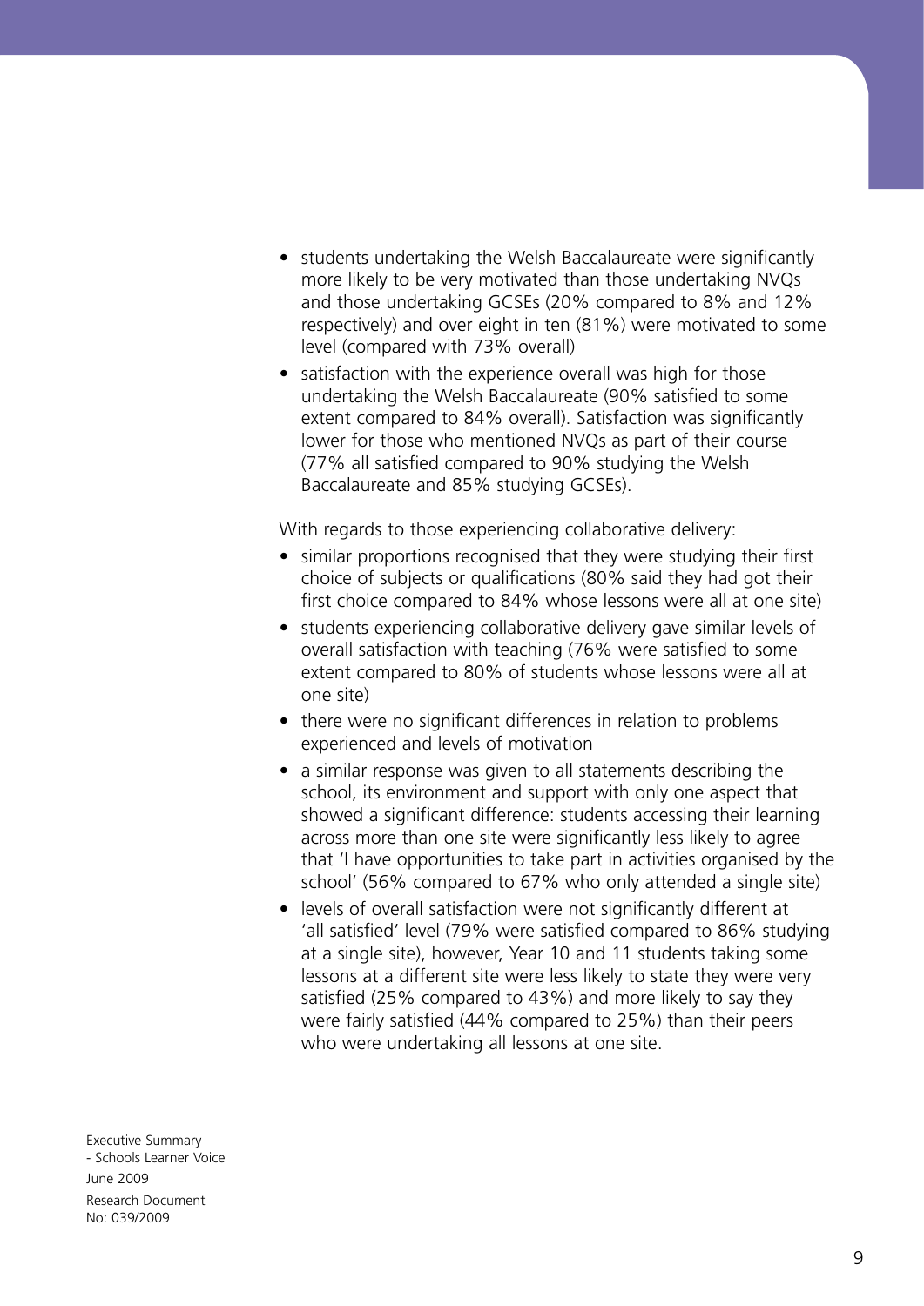- students undertaking the Welsh Baccalaureate were significantly more likely to be very motivated than those undertaking NVQs and those undertaking GCSEs (20% compared to 8% and 12% respectively) and over eight in ten (81%) were motivated to some level (compared with 73% overall)
- satisfaction with the experience overall was high for those undertaking the Welsh Baccalaureate (90% satisfied to some extent compared to 84% overall). Satisfaction was significantly lower for those who mentioned NVQs as part of their course (77% all satisfied compared to 90% studying the Welsh Baccalaureate and 85% studying GCSEs).

With regards to those experiencing collaborative delivery:

- similar proportions recognised that they were studying their first choice of subjects or qualifications (80% said they had got their first choice compared to 84% whose lessons were all at one site)
- students experiencing collaborative delivery gave similar levels of overall satisfaction with teaching (76% were satisfied to some extent compared to 80% of students whose lessons were all at one site)
- there were no significant differences in relation to problems experienced and levels of motivation
- a similar response was given to all statements describing the school, its environment and support with only one aspect that showed a significant difference: students accessing their learning across more than one site were significantly less likely to agree that 'I have opportunities to take part in activities organised by the school' (56% compared to 67% who only attended a single site)
- levels of overall satisfaction were not significantly different at 'all satisfied' level (79% were satisfied compared to 86% studying at a single site), however, Year 10 and 11 students taking some lessons at a different site were less likely to state they were very satisfied (25% compared to 43%) and more likely to say they were fairly satisfied (44% compared to 25%) than their peers who were undertaking all lessons at one site.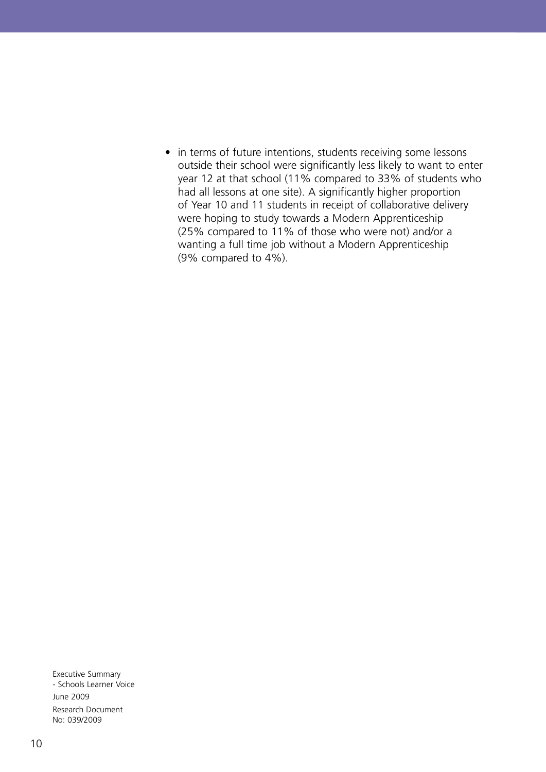- in terms of future intentions, students receiving some lessons outside their school were significantly less likely to want to enter year 12 at that school (11% compared to 33% of students who had all lessons at one site). A significantly higher proportion of Year 10 and 11 students in receipt of collaborative delivery were hoping to study towards a Modern Apprenticeship (25% compared to 11% of those who were not) and/or a wanting a full time job without a Modern Apprenticeship (9% compared to 4%).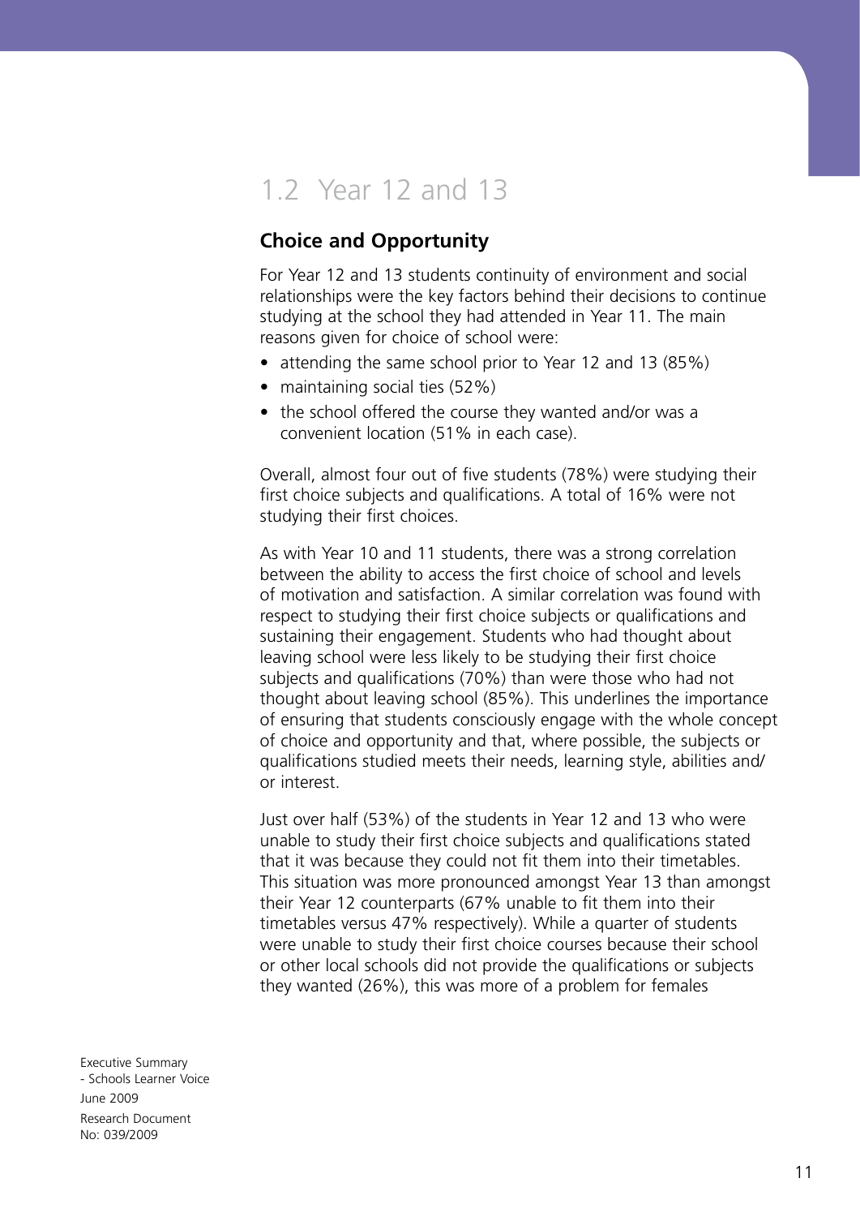## 1.2 Year 12 and 13

### Choice and Opportunity

For Year 12 and 13 students continuity of environment and social relationships were the key factors behind their decisions to continue studying at the school they had attended in Year 11. The main reasons given for choice of school were:

- attending the same school prior to Year 12 and 13 (85%)
- maintaining social ties (52%)
- the school offered the course they wanted and/or was a convenient location (51% in each case).

Overall, almost four out of five students (78%) were studying their first choice subjects and qualifications. A total of 16% were not studying their first choices.

As with Year 10 and 11 students, there was a strong correlation between the ability to access the first choice of school and levels of motivation and satisfaction. A similar correlation was found with respect to studying their first choice subjects or qualifications and sustaining their engagement. Students who had thought about leaving school were less likely to be studying their first choice subjects and qualifications (70%) than were those who had not thought about leaving school (85%). This underlines the importance of ensuring that students consciously engage with the whole concept of choice and opportunity and that, where possible, the subjects or qualifications studied meets their needs, learning style, abilities and/or interest.

Just over half (53%) of the students in Year 12 and 13 who were unable to study their first choice subjects and qualifications stated that it was because they could not fit them into their timetables. This situation was more pronounced amongst Year 13 than amongst their Year 12 counterparts (67% unable to fit them into their timetables versus 47% respectively). While a quarter of students were unable to study their first choice courses because their school or other local schools did not provide the qualifications or subjects they wanted (26%), this was more of a problem for females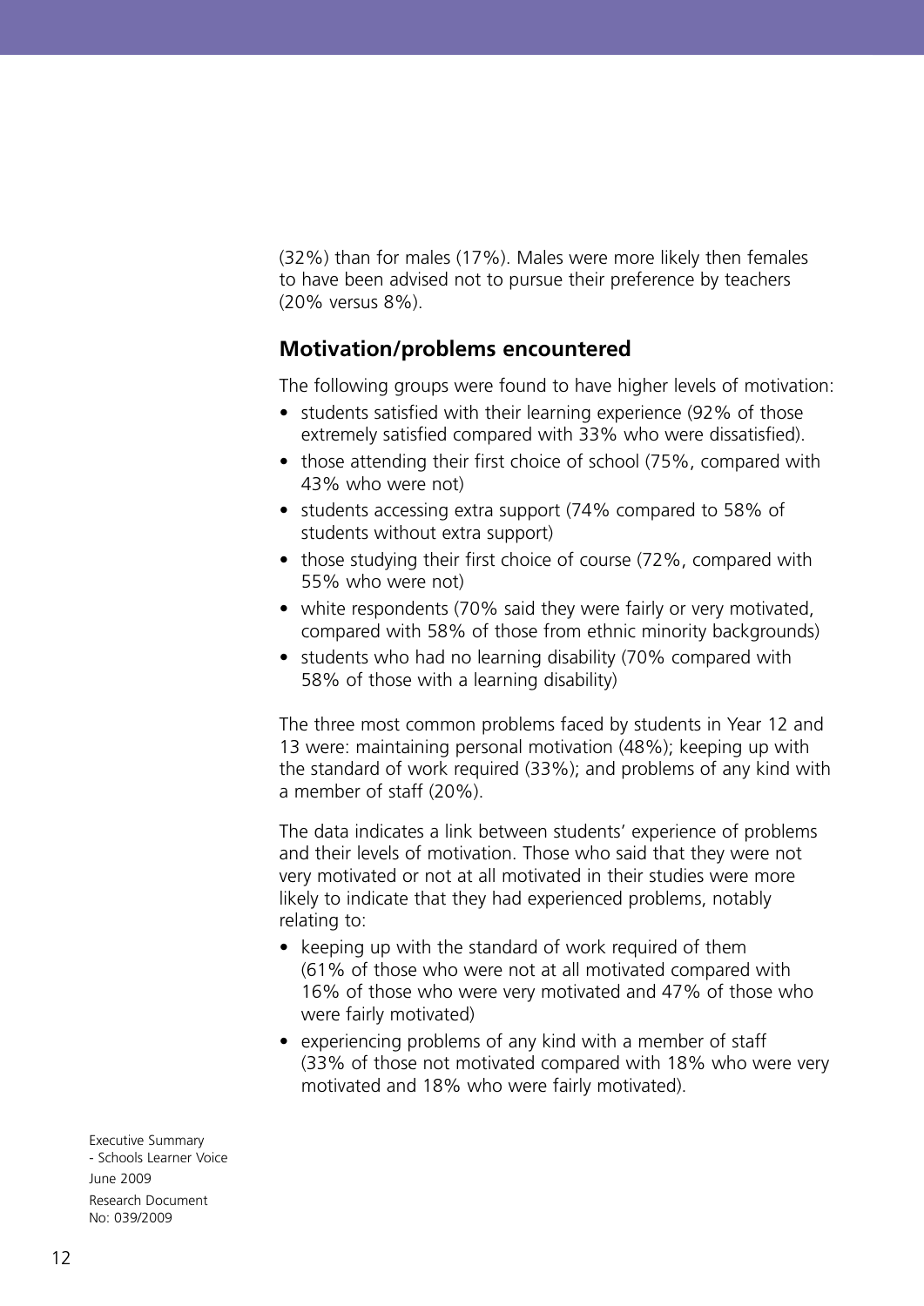(32%) than for males (17%). Males were more likely then females to have been advised not to pursue their preference by teachers (20% versus 8%).

## Motivation/problems encountered

The following groups were found to have higher levels of motivation:

- students satisfied with their learning experience (92% of those extremely satisfied compared with 33% who were dissatisfied).
- those attending their first choice of school (75%, compared with 43% who were not)
- students accessing extra support (74% compared to 58% of students without extra support)
- those studying their first choice of course (72%, compared with 55% who were not)
- white respondents (70% said they were fairly or very motivated, compared with 58% of those from ethnic minority backgrounds)
- students who had no learning disability (70% compared with 58% of those with a learning disability)

The three most common problems faced by students in Year 12 and 13 were: maintaining personal motivation (48%); keeping up with the standard of work required (33%); and problems of any kind with a member of staff (20%).

The data indicates a link between students' experience of problems and their levels of motivation. Those who said that they were not very motivated or not at all motivated in their studies were more likely to indicate that they had experienced problems, notably relating to:

- keeping up with the standard of work required of them (61% of those who were not at all motivated compared with 16% of those who were very motivated and 47% of those who were fairly motivated)
- experiencing problems of any kind with a member of staff (33% of those not motivated compared with 18% who were very motivated and 18% who were fairly motivated).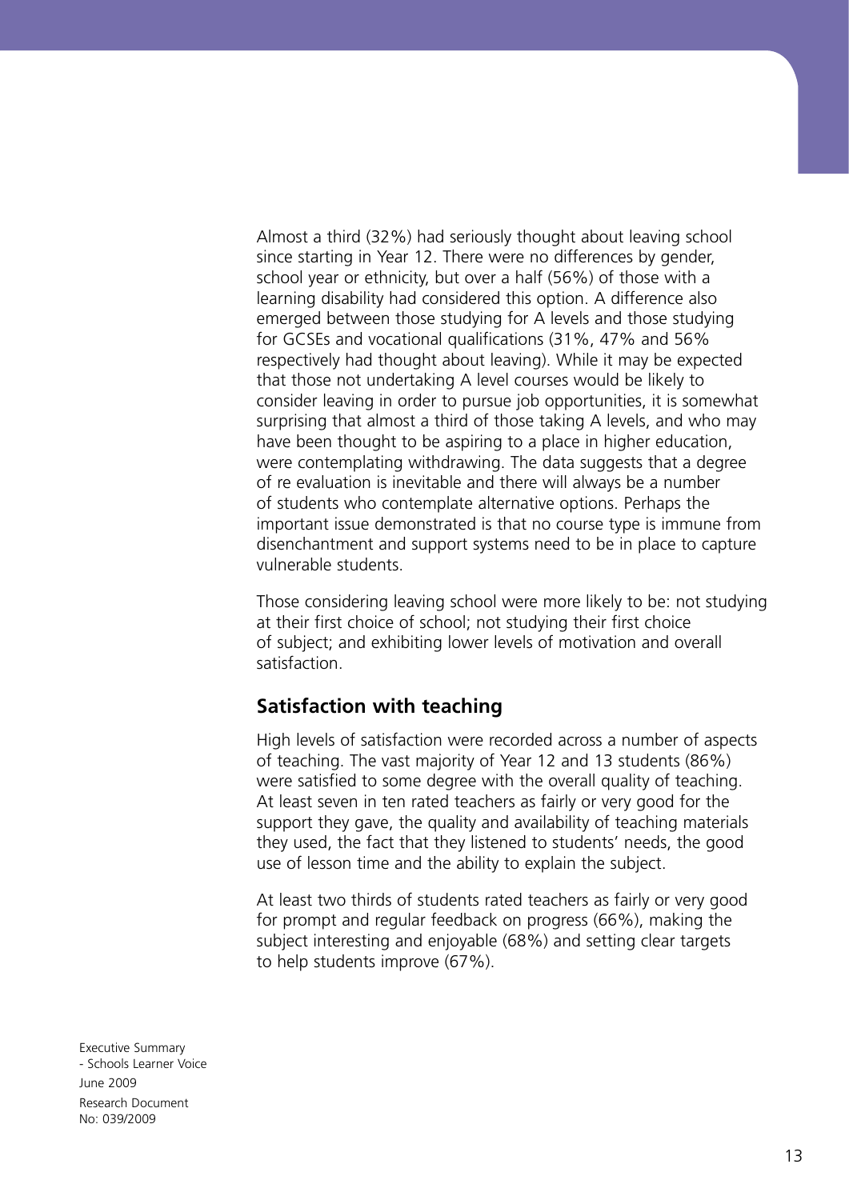Almost a third (32%) had seriously thought about leaving school since starting in Year 12. There were no differences by gender, school year or ethnicity, but over a half (56%) of those with a learning disability had considered this option. A difference also emerged between those studying for A levels and those studying for GCSEs and vocational qualifications (31%, 47% and 56% respectively had thought about leaving). While it may be expected that those not undertaking A level courses would be likely to consider leaving in order to pursue job opportunities, it is somewhat surprising that almost a third of those taking A levels, and who may have been thought to be aspiring to a place in higher education, were contemplating withdrawing. The data suggests that a degree of re evaluation is inevitable and there will always be a number of students who contemplate alternative options. Perhaps the important issue demonstrated is that no course type is immune from disenchantment and support systems need to be in place to capture vulnerable students.

Those considering leaving school were more likely to be: not studying at their first choice of school; not studying their first choice of subject; and exhibiting lower levels of motivation and overall satisfaction.

## Satisfaction with teaching

High levels of satisfaction were recorded across a number of aspects of teaching. The vast majority of Year 12 and 13 students (86%) were satisfied to some degree with the overall quality of teaching. At least seven in ten rated teachers as fairly or very good for the support they gave, the quality and availability of teaching materials they used, the fact that they listened to students' needs, the good use of lesson time and the ability to explain the subject.

At least two thirds of students rated teachers as fairly or very good for prompt and regular feedback on progress (66%), making the subject interesting and enjoyable (68%) and setting clear targets to help students improve (67%).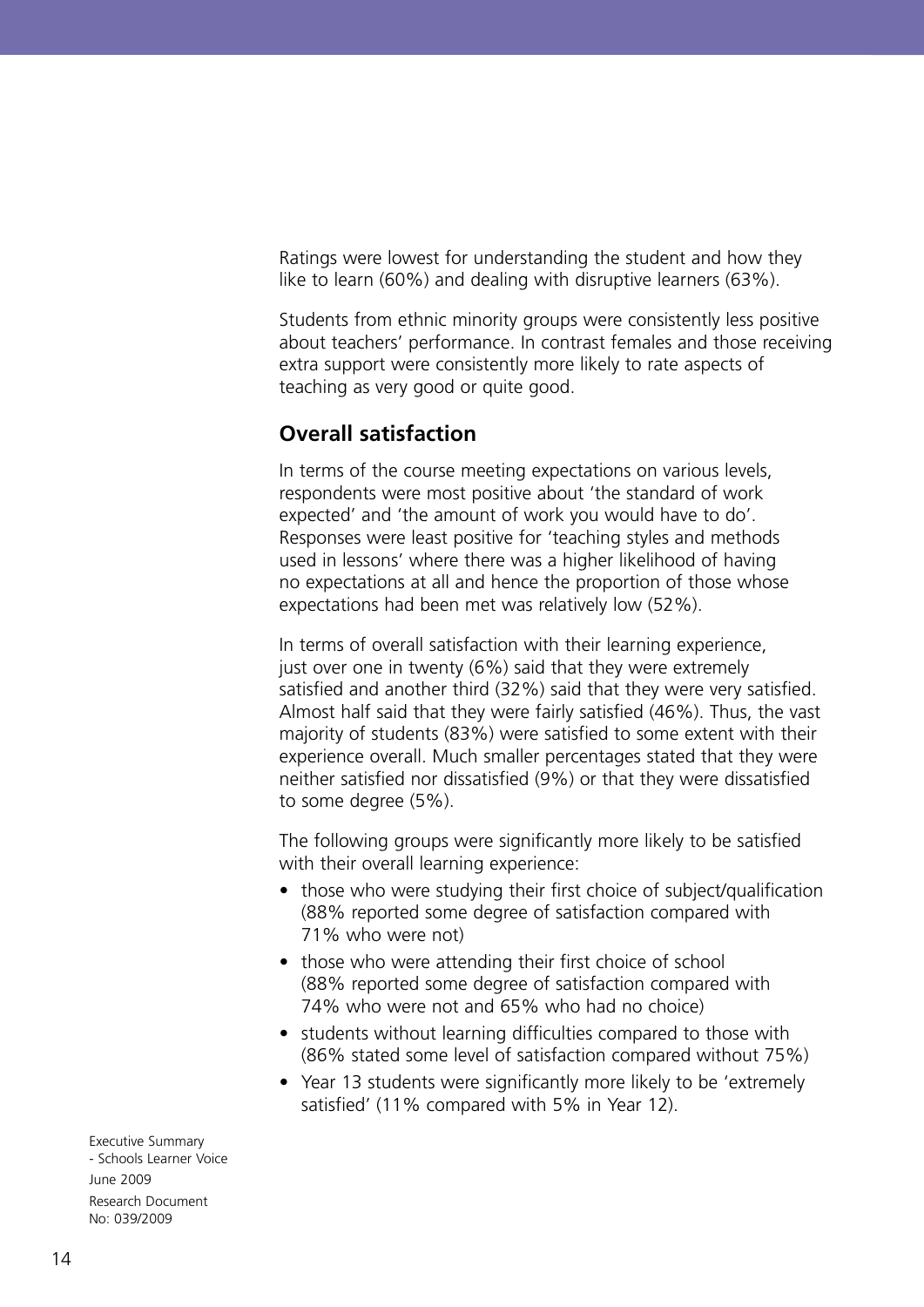Ratings were lowest for understanding the student and how they like to learn (60%) and dealing with disruptive learners (63%).

Students from ethnic minority groups were consistently less positive about teachers' performance. In contrast females and those receiving extra support were consistently more likely to rate aspects of teaching as very good or quite good.

## Overall satisfaction

In terms of the course meeting expectations on various levels, respondents were most positive about 'the standard of work expected' and 'the amount of work you would have to do'. Responses were least positive for 'teaching styles and methods used in lessons' where there was a higher likelihood of having no expectations at all and hence the proportion of those whose expectations had been met was relatively low (52%).

In terms of overall satisfaction with their learning experience, just over one in twenty (6%) said that they were extremely satisfied and another third (32%) said that they were very satisfied. Almost half said that they were fairly satisfied (46%). Thus, the vast majority of students (83%) were satisfied to some extent with their experience overall. Much smaller percentages stated that they were neither satisfied nor dissatisfied (9%) or that they were dissatisfied to some degree (5%).

The following groups were significantly more likely to be satisfied with their overall learning experience:

- those who were studying their first choice of subject/qualification (88% reported some degree of satisfaction compared with 71% who were not)
- those who were attending their first choice of school (88% reported some degree of satisfaction compared with 74% who were not and 65% who had no choice)
- students without learning difficulties compared to those with (86% stated some level of satisfaction compared without 75%)
- Year 13 students were significantly more likely to be 'extremely satisfied' (11% compared with 5% in Year 12).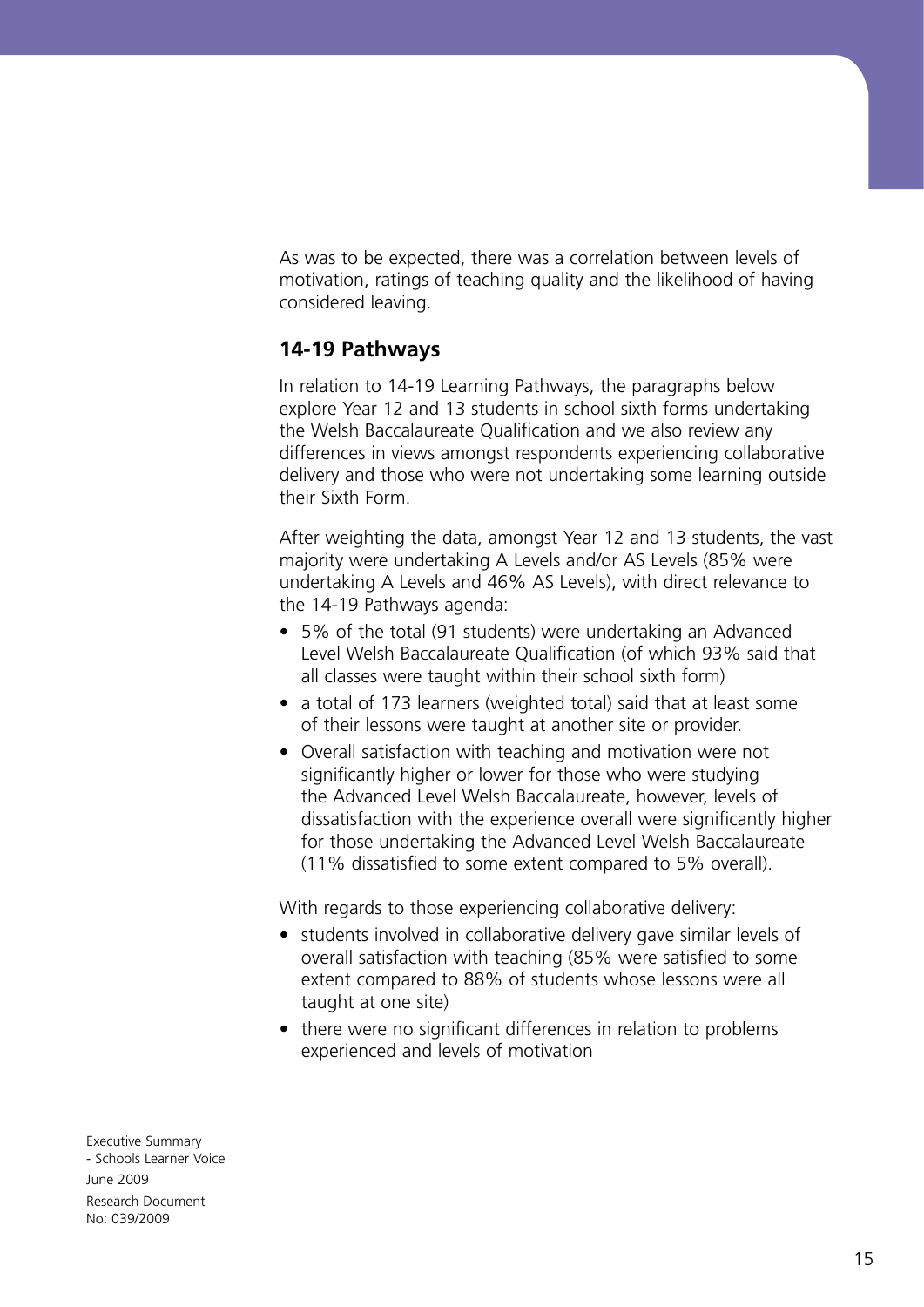As was to be expected, there was a correlation between levels of motivation, ratings of teaching quality and the likelihood of having considered leaving.

## 14-19 Pathways

In relation to 14-19 Learning Pathways, the paragraphs below explore Year 12 and 13 students in school sixth forms undertaking the Welsh Baccalaureate Qualification and we also review any differences in views amongst respondents experiencing collaborative delivery and those who were not undertaking some learning outside their Sixth Form.

After weighting the data, amongst Year 12 and 13 students, the vast majority were undertaking A Levels and/or AS Levels (85% were undertaking A Levels and 46% AS Levels), with direct relevance to the 14-19 Pathways agenda:

- 5% of the total (91 students) were undertaking an Advanced Level Welsh Baccalaureate Qualification (of which 93% said that all classes were taught within their school sixth form)
- a total of 173 learners (weighted total) said that at least some of their lessons were taught at another site or provider.
- Overall satisfaction with teaching and motivation were not significantly higher or lower for those who were studying the Advanced Level Welsh Baccalaureate, however, levels of dissatisfaction with the experience overall were significantly higher for those undertaking the Advanced Level Welsh Baccalaureate (11% dissatisfied to some extent compared to 5% overall).

With regards to those experiencing collaborative delivery:

- students involved in collaborative delivery gave similar levels of overall satisfaction with teaching (85% were satisfied to some extent compared to 88% of students whose lessons were all taught at one site)
- there were no significant differences in relation to problems experienced and levels of motivation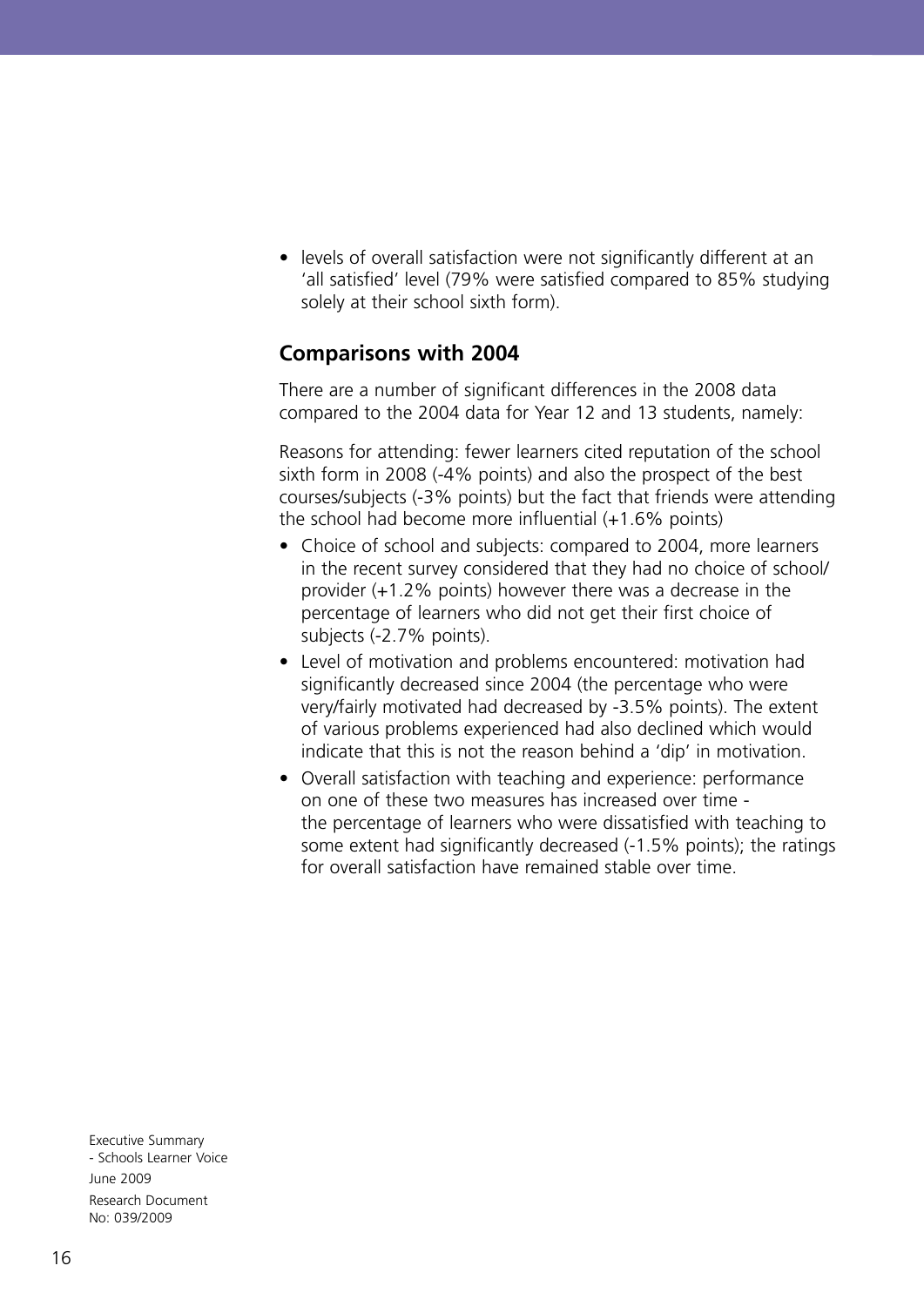- levels of overall satisfaction were not significantly different at an 'all satisfied' level (79% were satisfied compared to 85% studying solely at their school sixth form).

## Comparisons with 2004

There are a number of significant differences in the 2008 data compared to the 2004 data for Year 12 and 13 students, namely:

Reasons for attending: fewer learners cited reputation of the school sixth form in 2008 (-4% points) and also the prospect of the best courses/subjects (-3% points) but the fact that friends were attending the school had become more influential (+1.6% points)

- Choice of school and subjects: compared to 2004, more learners in the recent survey considered that they had no choice of school/ provider (+1.2% points) however there was a decrease in the percentage of learners who did not get their first choice of subjects (-2.7% points).
- Level of motivation and problems encountered: motivation had significantly decreased since 2004 (the percentage who were very/fairly motivated had decreased by -3.5% points). The extent of various problems experienced had also declined which would indicate that this is not the reason behind a 'dip' in motivation.
- Overall satisfaction with teaching and experience: performance on one of these two measures has increased over time - the percentage of learners who were dissatisfied with teaching to some extent had significantly decreased (-1.5% points); the ratings for overall satisfaction have remained stable over time.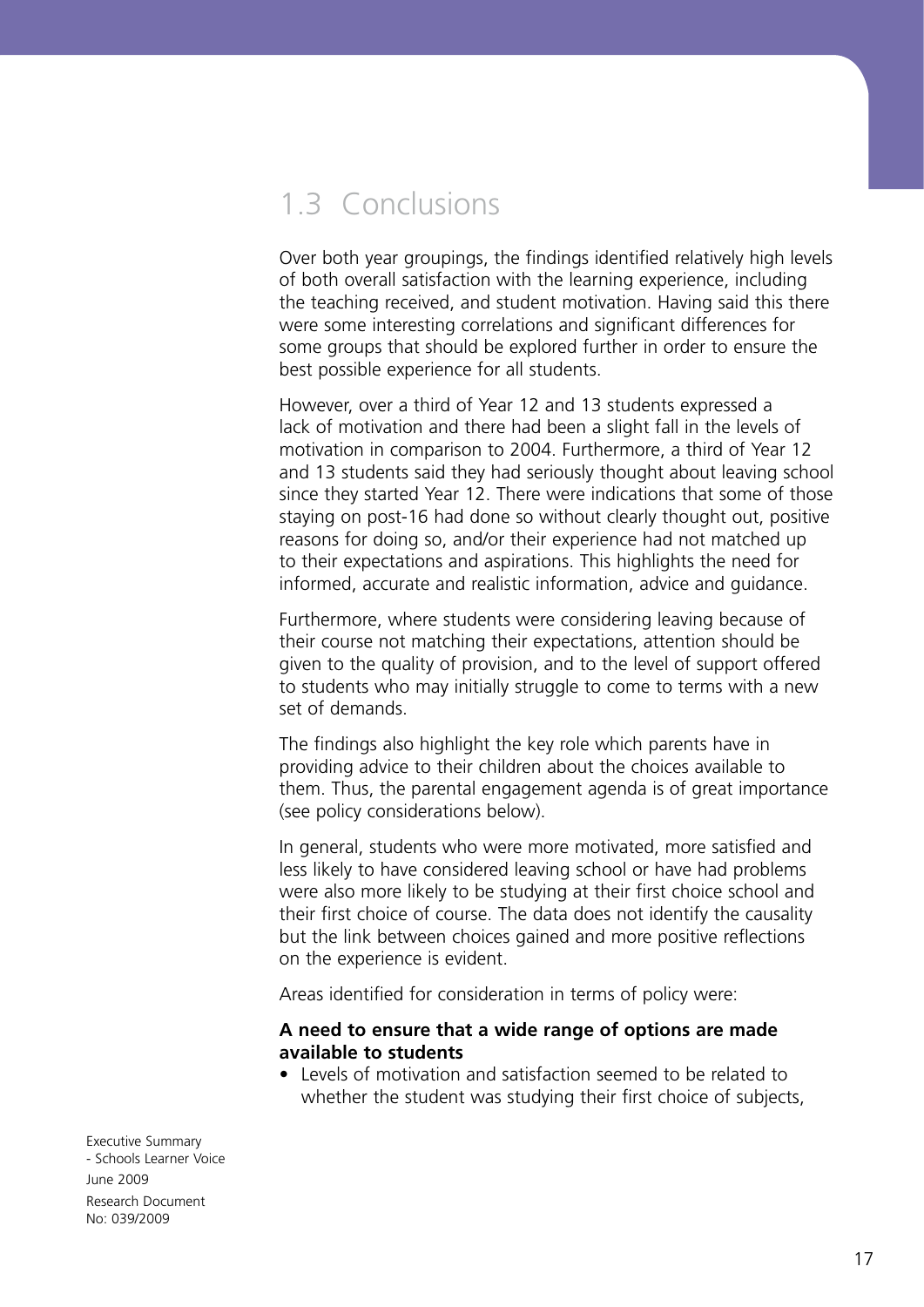## 1.3 Conclusions

Over both year groupings, the findings identified relatively high levels of both overall satisfaction with the learning experience, including the teaching received, and student motivation. Having said this there were some interesting correlations and significant differences for some groups that should be explored further in order to ensure the best possible experience for all students.

However, over a third of Year 12 and 13 students expressed a lack of motivation and there had been a slight fall in the levels of motivation in comparison to 2004. Furthermore, a third of Year 12 and 13 students said they had seriously thought about leaving school since they started Year 12. There were indications that some of those staying on post-16 had done so without clearly thought out, positive reasons for doing so, and/or their experience had not matched up to their expectations and aspirations. This highlights the need for informed, accurate and realistic information, advice and guidance.

Furthermore, where students were considering leaving because of their course not matching their expectations, attention should be given to the quality of provision, and to the level of support offered to students who may initially struggle to come to terms with a new set of demands.

The findings also highlight the key role which parents have in providing advice to their children about the choices available to them. Thus, the parental engagement agenda is of great importance (see policy considerations below).

In general, students who were more motivated, more satisfied and less likely to have considered leaving school or have had problems were also more likely to be studying at their first choice school and their first choice of course. The data does not identify the causality but the link between choices gained and more positive reflections on the experience is evident.

Areas identified for consideration in terms of policy were:

**A need to ensure that a wide range of options are made available to students**

- Levels of motivation and satisfaction seemed to be related to whether the student was studying their first choice of subjects,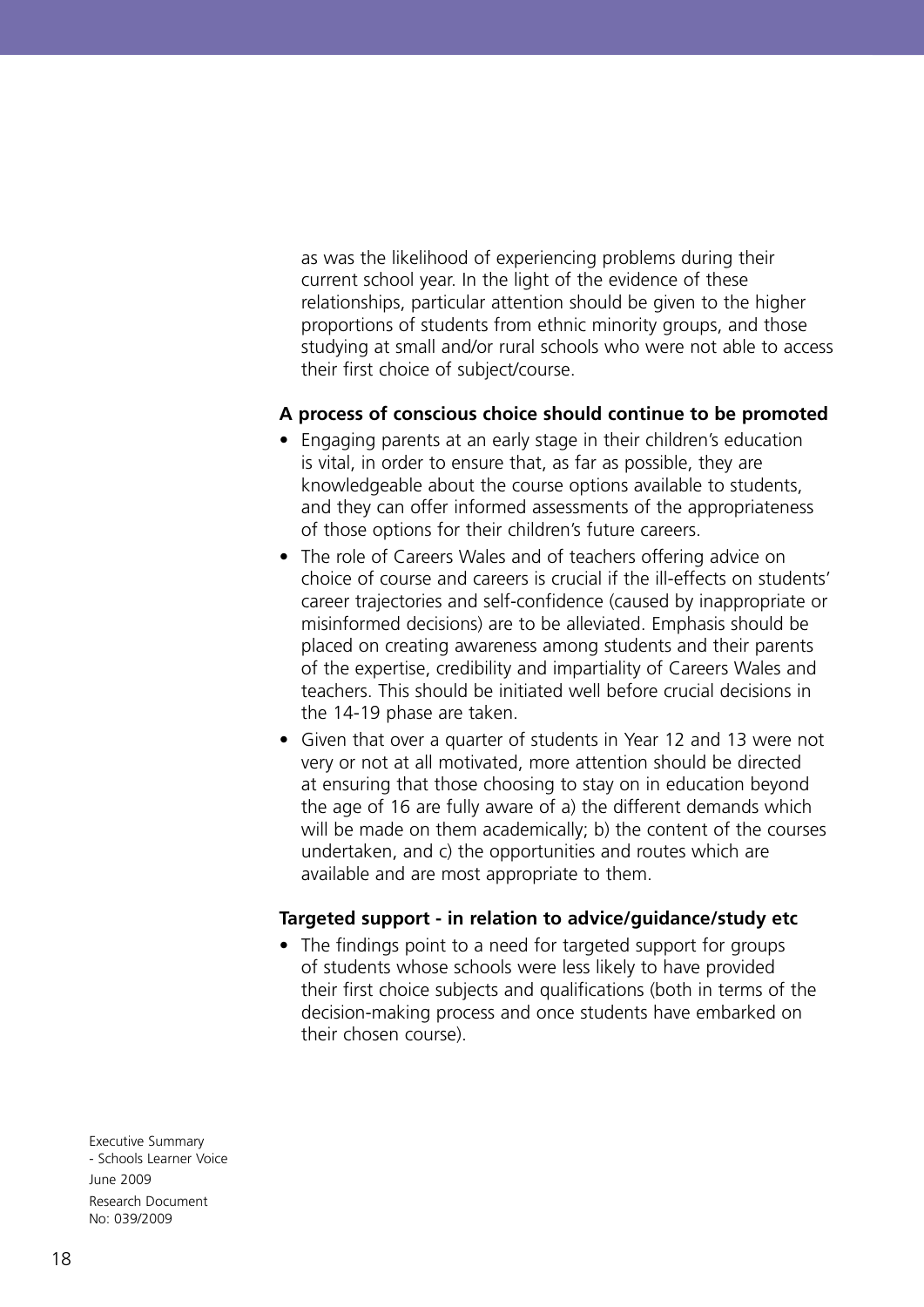as was the likelihood of experiencing problems during their current school year. In the light of the evidence of these relationships, particular attention should be given to the higher proportions of students from ethnic minority groups, and those studying at small and/or rural schools who were not able to access their first choice of subject/course.

**A process of conscious choice should continue to be promoted**

- Engaging parents at an early stage in their children's education is vital, in order to ensure that, as far as possible, they are knowledgeable about the course options available to students, and they can offer informed assessments of the appropriateness of those options for their children's future careers.
- The role of Careers Wales and of teachers offering advice on choice of course and careers is crucial if the ill-effects on students' career trajectories and self-confidence (caused by inappropriate or misinformed decisions) are to be alleviated. Emphasis should be placed on creating awareness among students and their parents of the expertise, credibility and impartiality of Careers Wales and teachers. This should be initiated well before crucial decisions in the 14-19 phase are taken.
- Given that over a quarter of students in Year 12 and 13 were not very or not at all motivated, more attention should be directed at ensuring that those choosing to stay on in education beyond the age of 16 are fully aware of a) the different demands which will be made on them academically; b) the content of the courses undertaken, and c) the opportunities and routes which are available and are most appropriate to them.

**Targeted support - in relation to advice/guidance/study etc**

- The findings point to a need for targeted support for groups of students whose schools were less likely to have provided their first choice subjects and qualifications (both in terms of the decision-making process and once students have embarked on their chosen course).

Executive Summary
- Schools Learner Voice
June 2009
Research Document
No: 039/2009